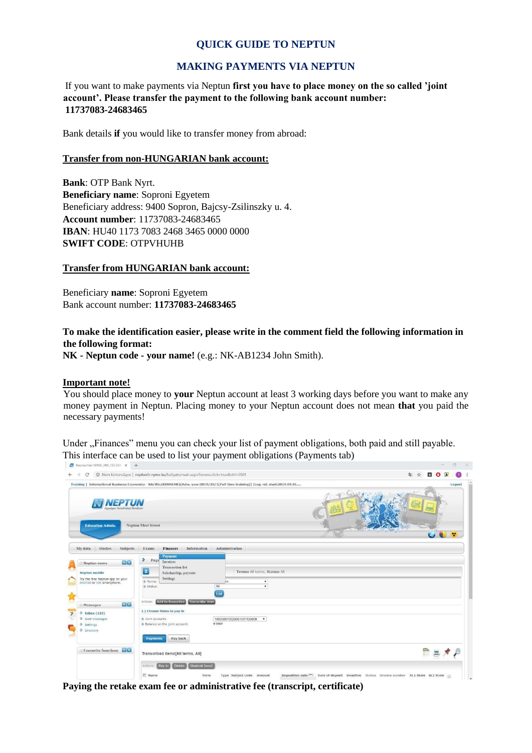# QUICK GUIDE TO NEPTUN

## MAKING PAYMENTS VIA NEPTUN

If you want to make payments via Neptun **first you have to place money on the so called 'joint account'. Please transfer the payment to the following bank account number: 11737083-24683465**

Bank details **if** you would like to transfer money from abroad:

**Transfer from non-HUNGARIAN bank account:**

**Bank**: OTP Bank Nyrt.
**Beneficiary name**: Soproni Egyetem
Beneficiary address: 9400 Sopron, Bajcsy-Zsilinszky u. 4.
**Account number**: 11737083-24683465
**IBAN**: HU40 1173 7083 2468 3465 0000 0000
**SWIFT CODE**: OTPVHUHB

**Transfer from HUNGARIAN bank account:**

Beneficiary **name**: Soproni Egyetem
Bank account number: **11737083-24683465**

**To make the identification easier, please write in the comment field the following information in the following format:**
**NK - Neptun code - your name!** (e.g.: NK-AB1234 John Smith).

**Important note!**
You should place money to **your** Neptun account at least 3 working days before you want to make any money payment in Neptun. Placing money to your Neptun account does not mean **that** you paid the necessary payments!

Under „Finances" menu you can check your list of payment obligations, both paid and still payable. This interface can be used to list your payment obligations (Payments tab)

**Paying the retake exam fee or administrative fee (transcript, certificate)**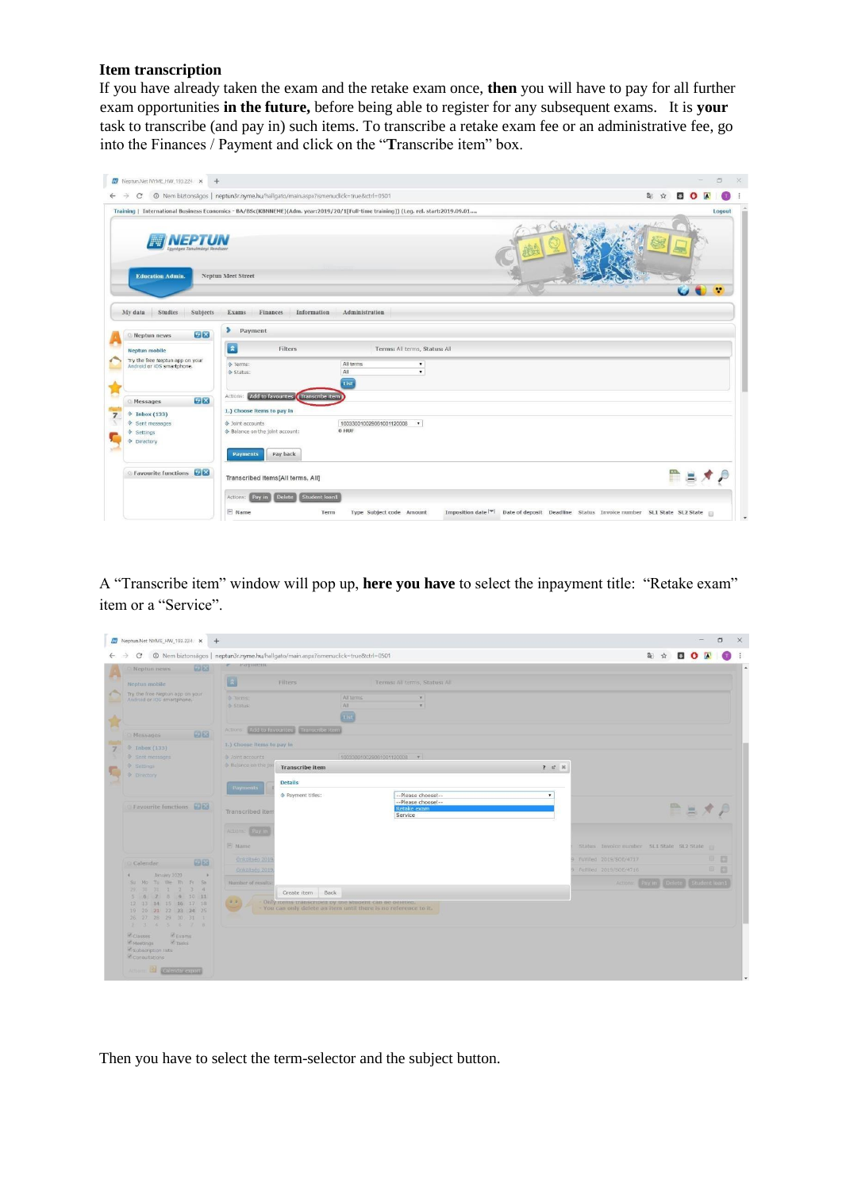**Item transcription**

If you have already taken the exam and the retake exam once, **then** you will have to pay for all further exam opportunities **in the future,** before being able to register for any subsequent exams. It is **your** task to transcribe (and pay in) such items. To transcribe a retake exam fee or an administrative fee, go into the Finances / Payment and click on the "**T**ranscribe item" box.

A "Transcribe item" window will pop up, **here you have** to select the inpayment title: "Retake exam" item or a "Service".

Then you have to select the term-selector and the subject button.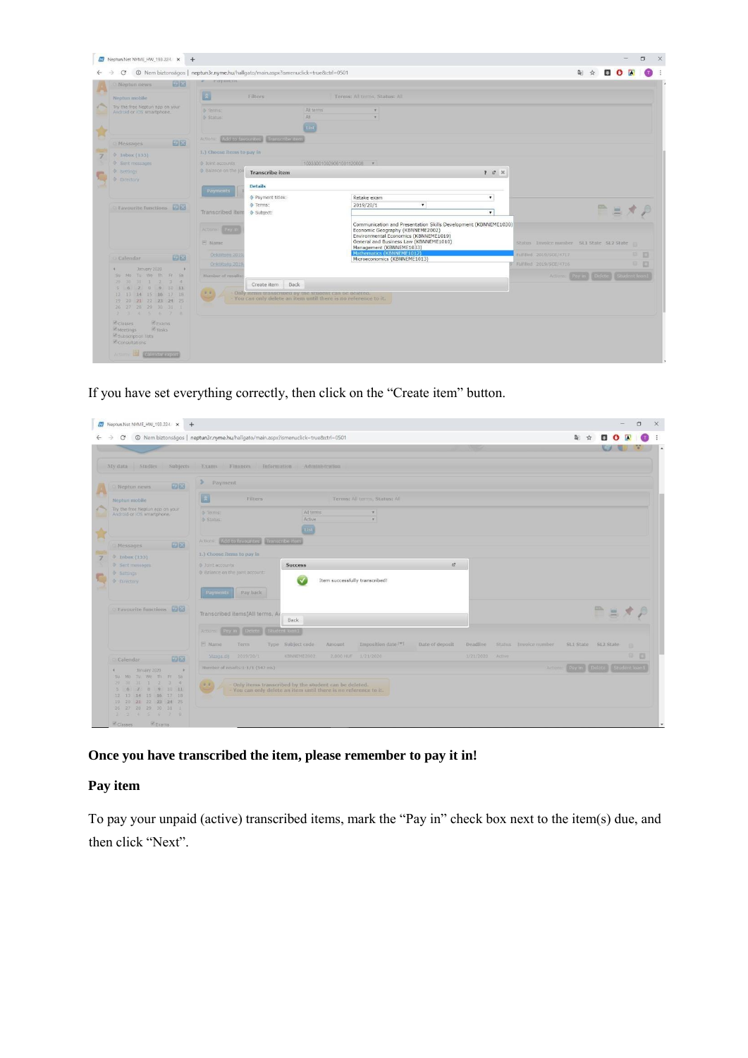If you have set everything correctly, then click on the "Create item" button.

**Once you have transcribed the item, please remember to pay it in!**

**Pay item**

To pay your unpaid (active) transcribed items, mark the "Pay in" check box next to the item(s) due, and then click "Next".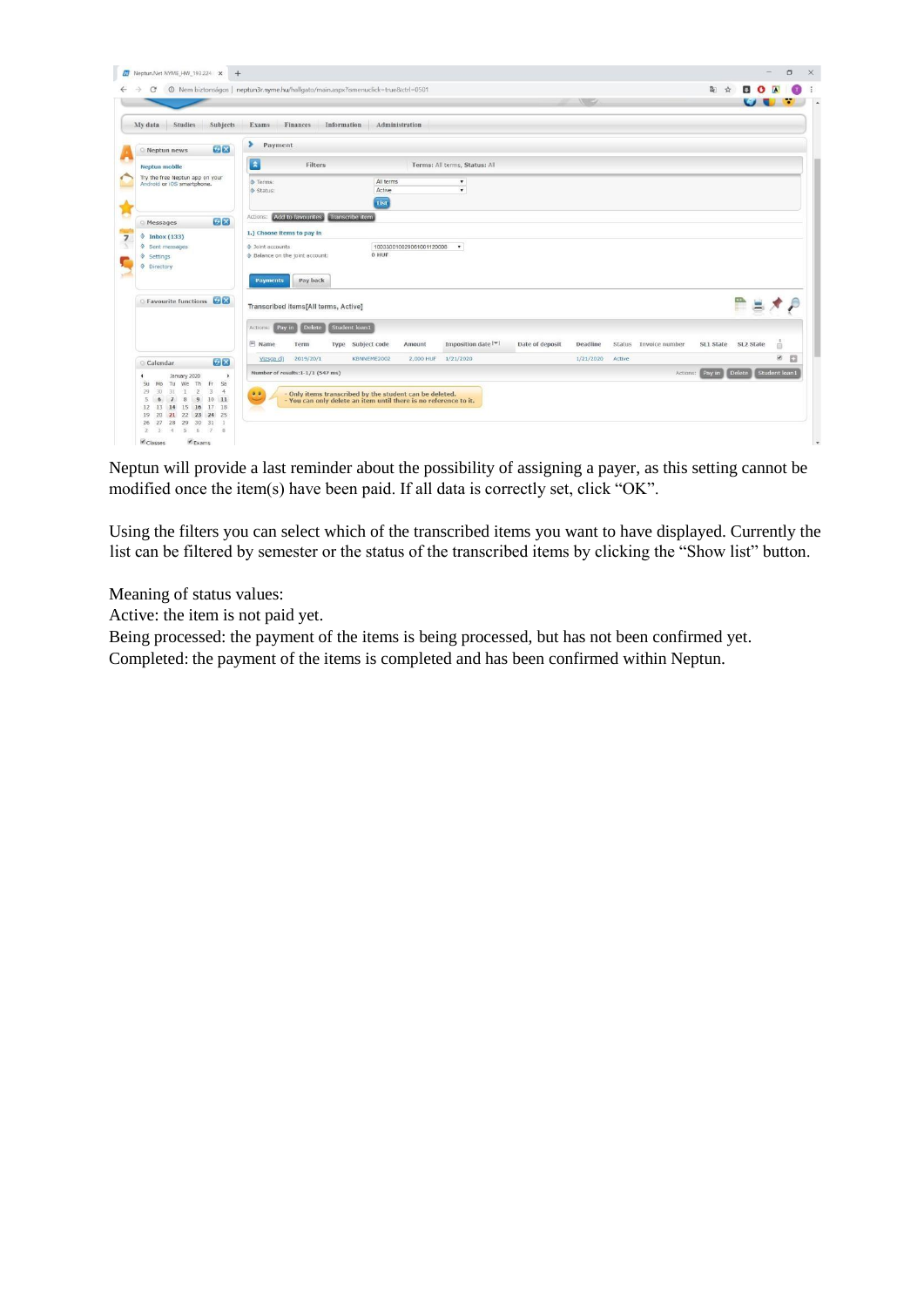Neptun will provide a last reminder about the possibility of assigning a payer, as this setting cannot be modified once the item(s) have been paid. If all data is correctly set, click “OK”.

Using the filters you can select which of the transcribed items you want to have displayed. Currently the list can be filtered by semester or the status of the transcribed items by clicking the “Show list” button.

Meaning of status values:
Active: the item is not paid yet.
Being processed: the payment of the items is being processed, but has not been confirmed yet.
Completed: the payment of the items is completed and has been confirmed within Neptun.